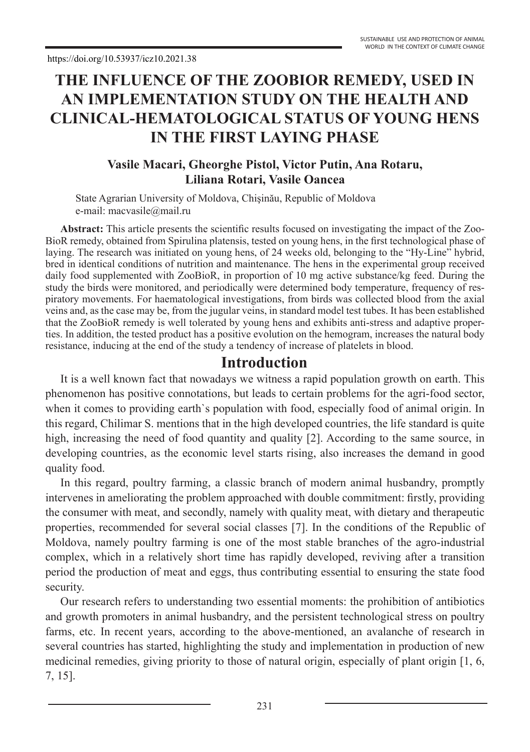https://doi.org/10.53937/icz10.2021.38

# THE INFLUENCE OF THE ZOOBIOR REMEDY, USED IN AN IMPLEMENTATION STUDY ON THE HEALTH AND CLINICAL-HEMATOLOGICAL STATUS OF YOUNG HENS IN THE FIRST LAYING PHASE

**Vasile Macari, Gheorghe Pistol, Victor Putin, Ana Rotaru, Liliana Rotari, Vasile Oancea**

State Agrarian University of Moldova, Chişinău, Republic of Moldova
e-mail: macvasile@mail.ru

**Abstract:** This article presents the scientific results focused on investigating the impact of the ZooBioR remedy, obtained from Spirulina platensis, tested on young hens, in the first technological phase of laying. The research was initiated on young hens, of 24 weeks old, belonging to the "Hy-Line" hybrid, bred in identical conditions of nutrition and maintenance. The hens in the experimental group received daily food supplemented with ZooBioR, in proportion of 10 mg active substance/kg feed. During the study the birds were monitored, and periodically were determined body temperature, frequency of respiratory movements. For haematological investigations, from birds was collected blood from the axial veins and, as the case may be, from the jugular veins, in standard model test tubes. It has been established that the ZooBioR remedy is well tolerated by young hens and exhibits anti-stress and adaptive properties. In addition, the tested product has a positive evolution on the hemogram, increases the natural body resistance, inducing at the end of the study a tendency of increase of platelets in blood.

## Introduction

It is a well known fact that nowadays we witness a rapid population growth on earth. This phenomenon has positive connotations, but leads to certain problems for the agri-food sector, when it comes to providing earth`s population with food, especially food of animal origin. In this regard, Chilimar S. mentions that in the high developed countries, the life standard is quite high, increasing the need of food quantity and quality [2]. According to the same source, in developing countries, as the economic level starts rising, also increases the demand in good quality food.

In this regard, poultry farming, a classic branch of modern animal husbandry, promptly intervenes in ameliorating the problem approached with double commitment: firstly, providing the consumer with meat, and secondly, namely with quality meat, with dietary and therapeutic properties, recommended for several social classes [7]. In the conditions of the Republic of Moldova, namely poultry farming is one of the most stable branches of the agro-industrial complex, which in a relatively short time has rapidly developed, reviving after a transition period the production of meat and eggs, thus contributing essential to ensuring the state food security.

Our research refers to understanding two essential moments: the prohibition of antibiotics and growth promoters in animal husbandry, and the persistent technological stress on poultry farms, etc. In recent years, according to the above-mentioned, an avalanche of research in several countries has started, highlighting the study and implementation in production of new medicinal remedies, giving priority to those of natural origin, especially of plant origin [1, 6, 7, 15].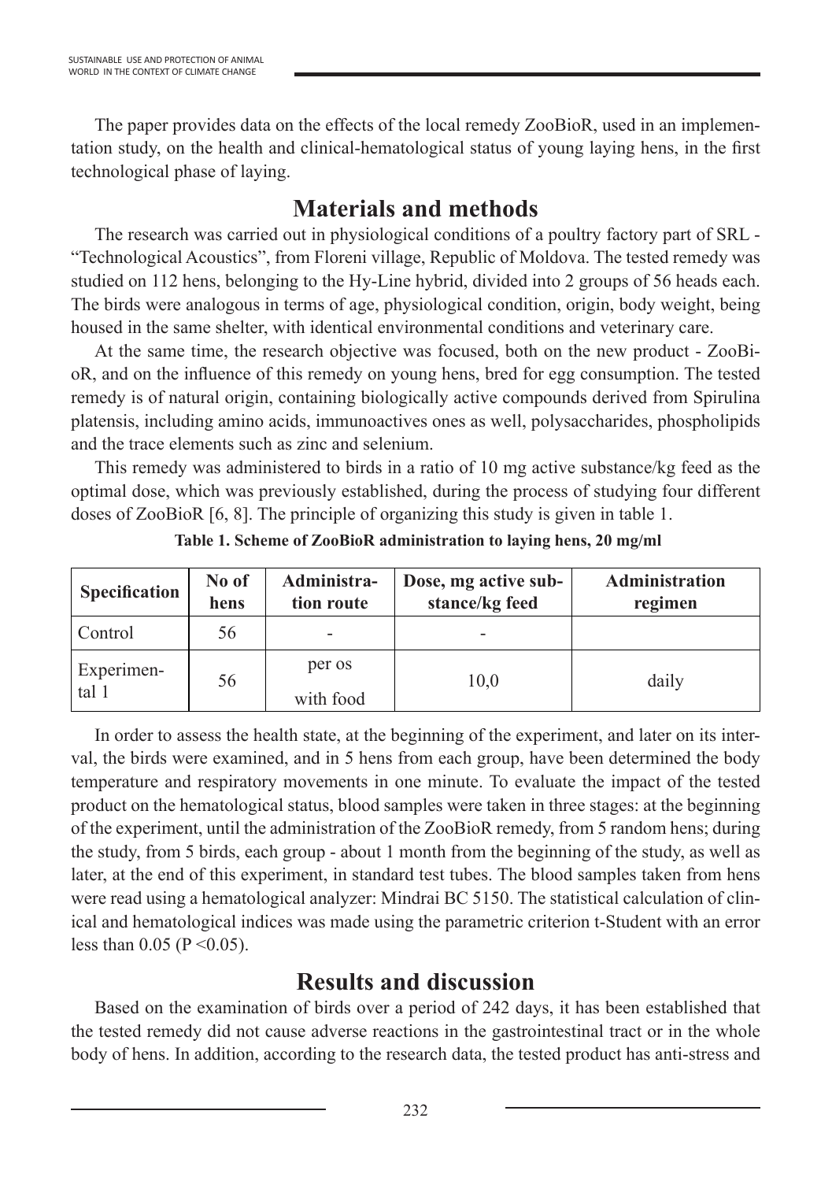The paper provides data on the effects of the local remedy ZooBioR, used in an implementation study, on the health and clinical-hematological status of young laying hens, in the first technological phase of laying.

## Materials and methods

The research was carried out in physiological conditions of a poultry factory part of SRL - "Technological Acoustics", from Floreni village, Republic of Moldova. The tested remedy was studied on 112 hens, belonging to the Hy-Line hybrid, divided into 2 groups of 56 heads each. The birds were analogous in terms of age, physiological condition, origin, body weight, being housed in the same shelter, with identical environmental conditions and veterinary care.

At the same time, the research objective was focused, both on the new product - ZooBioR, and on the influence of this remedy on young hens, bred for egg consumption. The tested remedy is of natural origin, containing biologically active compounds derived from Spirulina platensis, including amino acids, immunoactives ones as well, polysaccharides, phospholipids and the trace elements such as zinc and selenium.

This remedy was administered to birds in a ratio of 10 mg active substance/kg feed as the optimal dose, which was previously established, during the process of studying four different doses of ZooBioR [6, 8]. The principle of organizing this study is given in table 1.

**Table 1. Scheme of ZooBioR administration to laying hens, 20 mg/ml**

| Specification | No of hens | Administration route | Dose, mg active substance/kg feed | Administration regimen |
|---|---|---|---|---|
| Control | 56 | - | - | |
| Experimental 1 | 56 | per os with food | 10,0 | daily |

In order to assess the health state, at the beginning of the experiment, and later on its interval, the birds were examined, and in 5 hens from each group, have been determined the body temperature and respiratory movements in one minute. To evaluate the impact of the tested product on the hematological status, blood samples were taken in three stages: at the beginning of the experiment, until the administration of the ZooBioR remedy, from 5 random hens; during the study, from 5 birds, each group - about 1 month from the beginning of the study, as well as later, at the end of this experiment, in standard test tubes. The blood samples taken from hens were read using a hematological analyzer: Mindrai BC 5150. The statistical calculation of clinical and hematological indices was made using the parametric criterion t-Student with an error less than 0.05 ($P < 0.05$).

## Results and discussion

Based on the examination of birds over a period of 242 days, it has been established that the tested remedy did not cause adverse reactions in the gastrointestinal tract or in the whole body of hens. In addition, according to the research data, the tested product has anti-stress and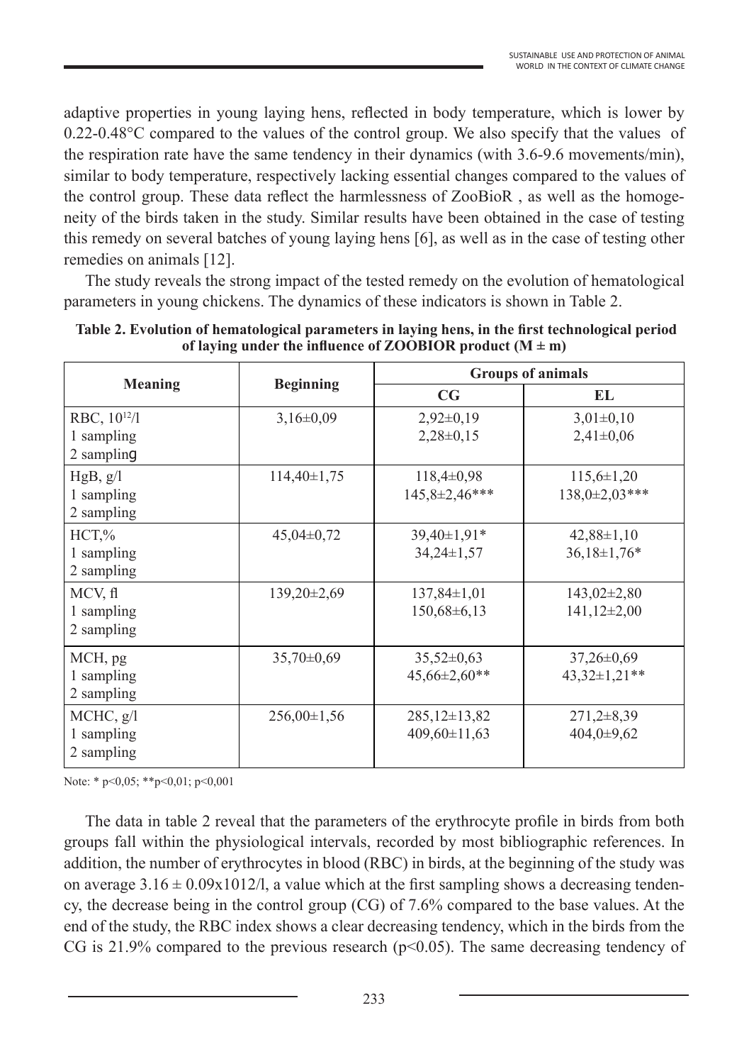adaptive properties in young laying hens, reflected in body temperature, which is lower by 0.22-0.48°C compared to the values of the control group. We also specify that the values of the respiration rate have the same tendency in their dynamics (with 3.6-9.6 movements/min), similar to body temperature, respectively lacking essential changes compared to the values of the control group. These data reflect the harmlessness of ZooBioR , as well as the homogeneity of the birds taken in the study. Similar results have been obtained in the case of testing this remedy on several batches of young laying hens [6], as well as in the case of testing other remedies on animals [12].

The study reveals the strong impact of the tested remedy on the evolution of hematological parameters in young chickens. The dynamics of these indicators is shown in Table 2.

**Table 2. Evolution of hematological parameters in laying hens, in the first technological period of laying under the influence of ZOOBIOR product (M ± m)**

| Meaning | Beginning | Groups of animals | |
|---|---|---|---|
| | | CG | EL |
| RBC, $10^{12}$/l<br>1 sampling<br>2 sampling | 3,16±0,09 | 2,92±0,19<br>2,28±0,15 | 3,01±0,10<br>2,41±0,06 |
| HgB, g/l<br>1 sampling<br>2 sampling | 114,40±1,75 | 118,4±0,98<br>145,8±2,46*** | 115,6±1,20<br>138,0±2,03*** |
| HCT,%<br>1 sampling<br>2 sampling | 45,04±0,72 | 39,40±1,91*<br>34,24±1,57 | 42,88±1,10<br>36,18±1,76* |
| MCV, fl<br>1 sampling<br>2 sampling | 139,20±2,69 | 137,84±1,01<br>150,68±6,13 | 143,02±2,80<br>141,12±2,00 |
| MCH, pg<br>1 sampling<br>2 sampling | 35,70±0,69 | 35,52±0,63<br>45,66±2,60** | 37,26±0,69<br>43,32±1,21** |
| MCHC, g/l<br>1 sampling<br>2 sampling | 256,00±1,56 | 285,12±13,82<br>409,60±11,63 | 271,2±8,39<br>404,0±9,62 |

Note: * p<0,05; **p<0,01; p<0,001

The data in table 2 reveal that the parameters of the erythrocyte profile in birds from both groups fall within the physiological intervals, recorded by most bibliographic references. In addition, the number of erythrocytes in blood (RBC) in birds, at the beginning of the study was on average 3.16 ± 0.09x1012/l, a value which at the first sampling shows a decreasing tendency, the decrease being in the control group (CG) of 7.6% compared to the base values. At the end of the study, the RBC index shows a clear decreasing tendency, which in the birds from the CG is 21.9% compared to the previous research ($p<0.05$). The same decreasing tendency of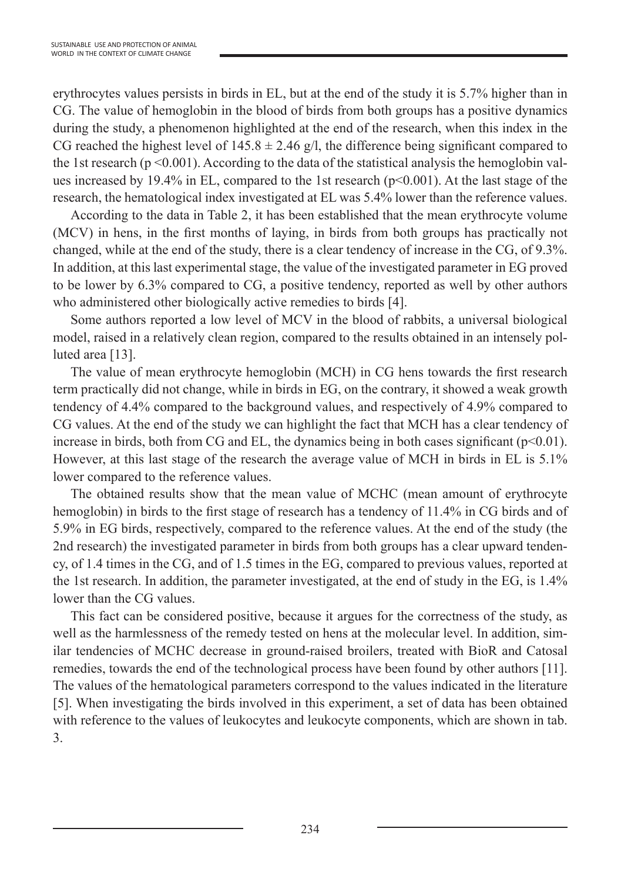erythrocytes values persists in birds in EL, but at the end of the study it is 5.7% higher than in CG. The value of hemoglobin in the blood of birds from both groups has a positive dynamics during the study, a phenomenon highlighted at the end of the research, when this index in the CG reached the highest level of $145.8 \pm 2.46$ g/l, the difference being significant compared to the 1st research ($p < 0.001$). According to the data of the statistical analysis the hemoglobin values increased by 19.4% in EL, compared to the 1st research ($p<0.001$). At the last stage of the research, the hematological index investigated at EL was 5.4% lower than the reference values.

According to the data in Table 2, it has been established that the mean erythrocyte volume (MCV) in hens, in the first months of laying, in birds from both groups has practically not changed, while at the end of the study, there is a clear tendency of increase in the CG, of 9.3%. In addition, at this last experimental stage, the value of the investigated parameter in EG proved to be lower by 6.3% compared to CG, a positive tendency, reported as well by other authors who administered other biologically active remedies to birds [4].

Some authors reported a low level of MCV in the blood of rabbits, a universal biological model, raised in a relatively clean region, compared to the results obtained in an intensely polluted area [13].

The value of mean erythrocyte hemoglobin (MCH) in CG hens towards the first research term practically did not change, while in birds in EG, on the contrary, it showed a weak growth tendency of 4.4% compared to the background values, and respectively of 4.9% compared to CG values. At the end of the study we can highlight the fact that MCH has a clear tendency of increase in birds, both from CG and EL, the dynamics being in both cases significant ($p<0.01$). However, at this last stage of the research the average value of MCH in birds in EL is 5.1% lower compared to the reference values.

The obtained results show that the mean value of MCHC (mean amount of erythrocyte hemoglobin) in birds to the first stage of research has a tendency of 11.4% in CG birds and of 5.9% in EG birds, respectively, compared to the reference values. At the end of the study (the 2nd research) the investigated parameter in birds from both groups has a clear upward tendency, of 1.4 times in the CG, and of 1.5 times in the EG, compared to previous values, reported at the 1st research. In addition, the parameter investigated, at the end of study in the EG, is 1.4% lower than the CG values.

This fact can be considered positive, because it argues for the correctness of the study, as well as the harmlessness of the remedy tested on hens at the molecular level. In addition, similar tendencies of MCHC decrease in ground-raised broilers, treated with BioR and Catosal remedies, towards the end of the technological process have been found by other authors [11]. The values of the hematological parameters correspond to the values indicated in the literature [5]. When investigating the birds involved in this experiment, a set of data has been obtained with reference to the values of leukocytes and leukocyte components, which are shown in tab. 3.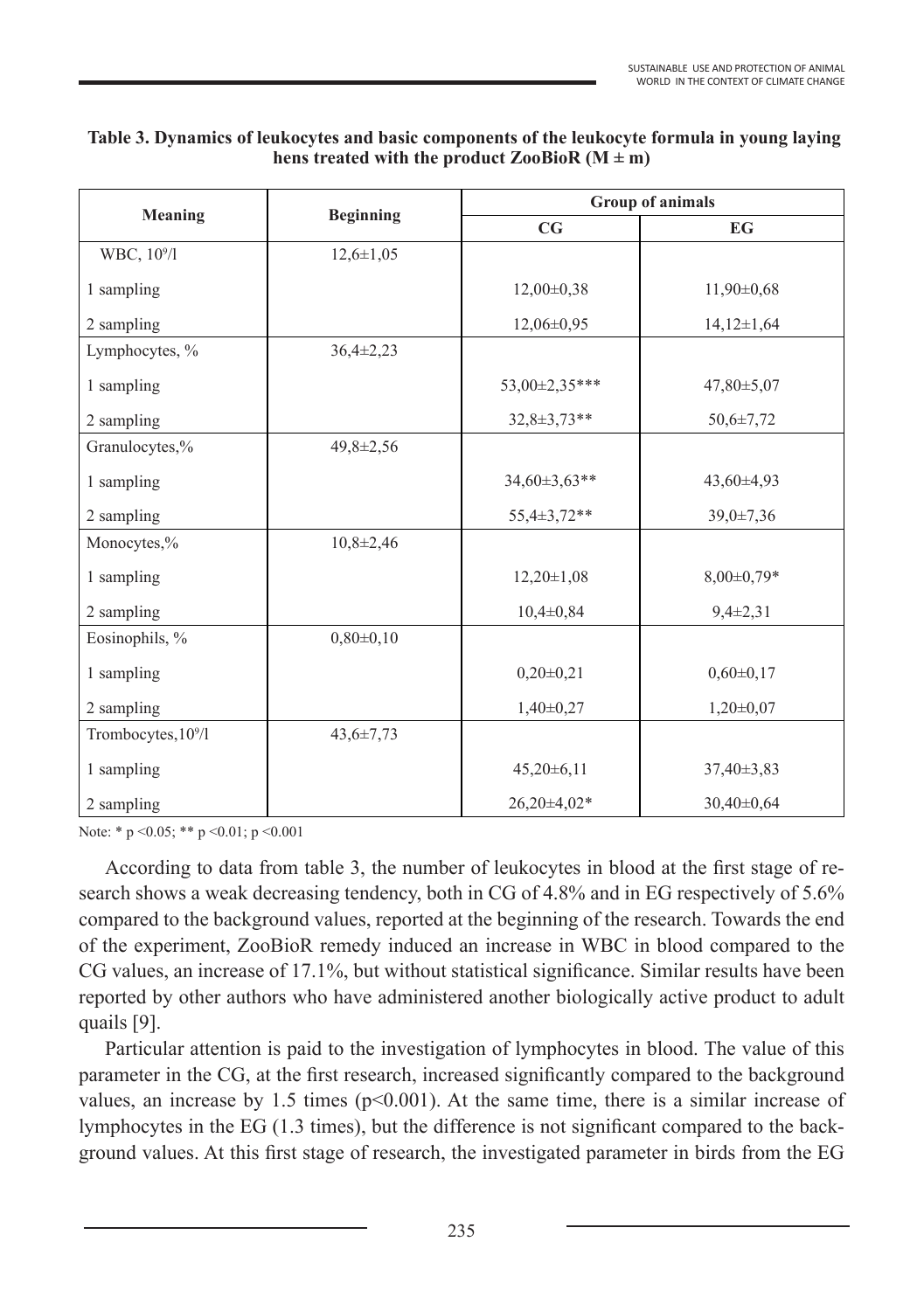**Table 3. Dynamics of leukocytes and basic components of the leukocyte formula in young laying hens treated with the product ZooBioR (M ± m)**

| Meaning | Beginning | Group of animals | |
|---|---|---|---|
| | | CG | EG |
| WBC, $10^9$/l | 12,6±1,05 | | |
| 1 sampling | | 12,00±0,38 | 11,90±0,68 |
| 2 sampling | | 12,06±0,95 | 14,12±1,64 |
| Lymphocytes, % | 36,4±2,23 | | |
| 1 sampling | | 53,00±2,35*** | 47,80±5,07 |
| 2 sampling | | 32,8±3,73** | 50,6±7,72 |
| Granulocytes,% | 49,8±2,56 | | |
| 1 sampling | | 34,60±3,63** | 43,60±4,93 |
| 2 sampling | | 55,4±3,72** | 39,0±7,36 |
| Monocytes,% | 10,8±2,46 | | |
| 1 sampling | | 12,20±1,08 | 8,00±0,79* |
| 2 sampling | | 10,4±0,84 | 9,4±2,31 |
| Eosinophils, % | 0,80±0,10 | | |
| 1 sampling | | 0,20±0,21 | 0,60±0,17 |
| 2 sampling | | 1,40±0,27 | 1,20±0,07 |
| Trombocytes,$10^9$/l | 43,6±7,73 | | |
| 1 sampling | | 45,20±6,11 | 37,40±3,83 |
| 2 sampling | | 26,20±4,02* | 30,40±0,64 |

Note: * $p < 0.05$; ** $p < 0.01$; $p < 0.001$

According to data from table 3, the number of leukocytes in blood at the first stage of research shows a weak decreasing tendency, both in CG of 4.8% and in EG respectively of 5.6% compared to the background values, reported at the beginning of the research. Towards the end of the experiment, ZooBioR remedy induced an increase in WBC in blood compared to the CG values, an increase of 17.1%, but without statistical significance. Similar results have been reported by other authors who have administered another biologically active product to adult quails [9].

Particular attention is paid to the investigation of lymphocytes in blood. The value of this parameter in the CG, at the first research, increased significantly compared to the background values, an increase by 1.5 times ($p<0.001$). At the same time, there is a similar increase of lymphocytes in the EG (1.3 times), but the difference is not significant compared to the background values. At this first stage of research, the investigated parameter in birds from the EG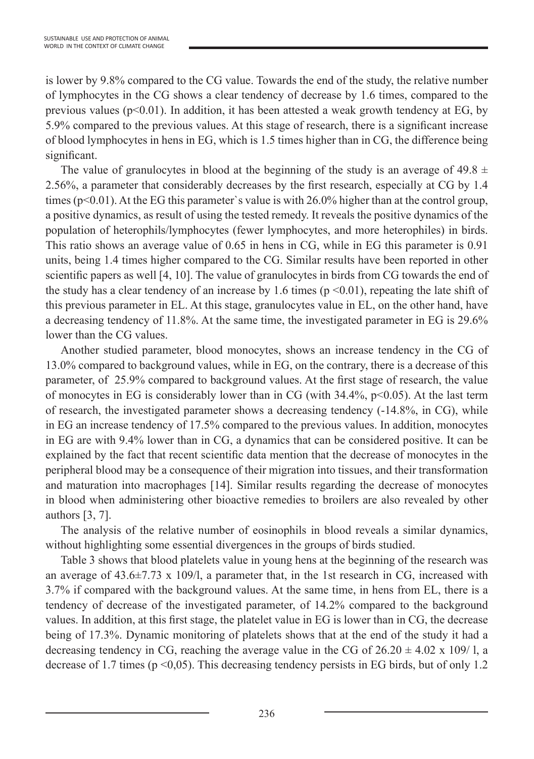is lower by 9.8% compared to the CG value. Towards the end of the study, the relative number of lymphocytes in the CG shows a clear tendency of decrease by 1.6 times, compared to the previous values ($p<0.01$). In addition, it has been attested a weak growth tendency at EG, by 5.9% compared to the previous values. At this stage of research, there is a significant increase of blood lymphocytes in hens in EG, which is 1.5 times higher than in CG, the difference being significant.

The value of granulocytes in blood at the beginning of the study is an average of $49.8 \pm 2.56\%$, a parameter that considerably decreases by the first research, especially at CG by 1.4 times ($p<0.01$). At the EG this parameter`s value is with 26.0% higher than at the control group, a positive dynamics, as result of using the tested remedy. It reveals the positive dynamics of the population of heterophils/lymphocytes (fewer lymphocytes, and more heterophiles) in birds. This ratio shows an average value of 0.65 in hens in CG, while in EG this parameter is 0.91 units, being 1.4 times higher compared to the CG. Similar results have been reported in other scientific papers as well [4, 10]. The value of granulocytes in birds from CG towards the end of the study has a clear tendency of an increase by 1.6 times ($p < 0.01$), repeating the late shift of this previous parameter in EL. At this stage, granulocytes value in EL, on the other hand, have a decreasing tendency of 11.8%. At the same time, the investigated parameter in EG is 29.6% lower than the CG values.

Another studied parameter, blood monocytes, shows an increase tendency in the CG of 13.0% compared to background values, while in EG, on the contrary, there is a decrease of this parameter, of 25.9% compared to background values. At the first stage of research, the value of monocytes in EG is considerably lower than in CG (with 34.4%, $p<0.05$). At the last term of research, the investigated parameter shows a decreasing tendency (-14.8%, in CG), while in EG an increase tendency of 17.5% compared to the previous values. In addition, monocytes in EG are with 9.4% lower than in CG, a dynamics that can be considered positive. It can be explained by the fact that recent scientific data mention that the decrease of monocytes in the peripheral blood may be a consequence of their migration into tissues, and their transformation and maturation into macrophages [14]. Similar results regarding the decrease of monocytes in blood when administering other bioactive remedies to broilers are also revealed by other authors [3, 7].

The analysis of the relative number of eosinophils in blood reveals a similar dynamics, without highlighting some essential divergences in the groups of birds studied.

Table 3 shows that blood platelets value in young hens at the beginning of the research was an average of $43.6 \pm 7.73 \times 109/l$, a parameter that, in the 1st research in CG, increased with 3.7% if compared with the background values. At the same time, in hens from EL, there is a tendency of decrease of the investigated parameter, of 14.2% compared to the background values. In addition, at this first stage, the platelet value in EG is lower than in CG, the decrease being of 17.3%. Dynamic monitoring of platelets shows that at the end of the study it had a decreasing tendency in CG, reaching the average value in the CG of $26.20 \pm 4.02 \times 109/l$, a decrease of 1.7 times ($p < 0,05$). This decreasing tendency persists in EG birds, but of only 1.2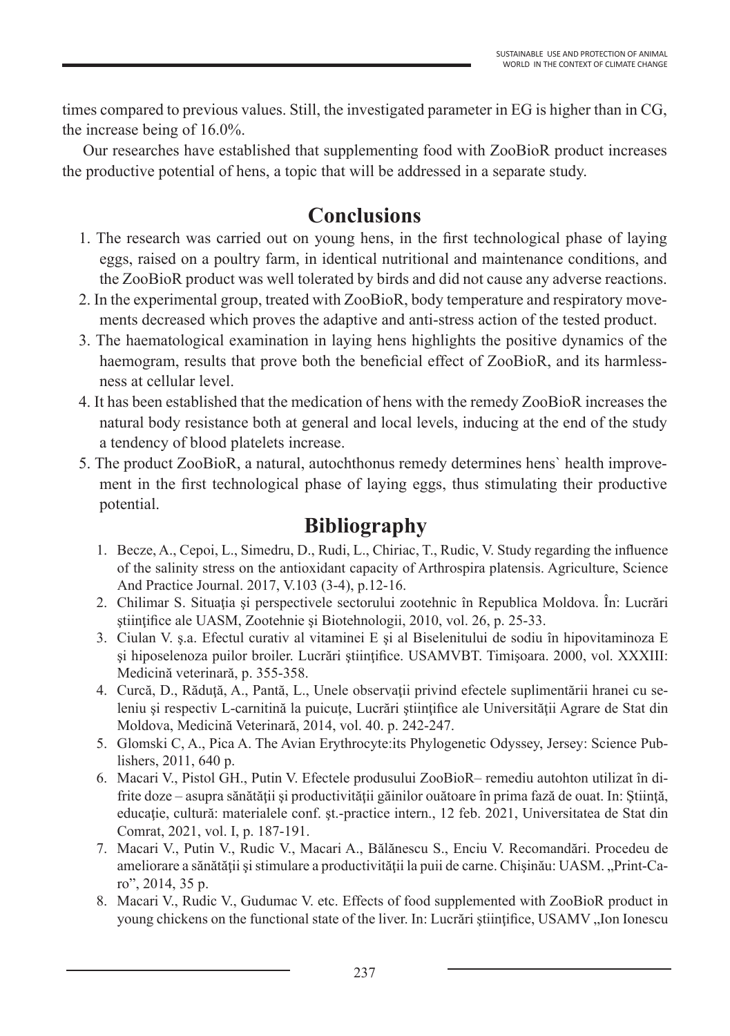times compared to previous values. Still, the investigated parameter in EG is higher than in CG, the increase being of 16.0%.

Our researches have established that supplementing food with ZooBioR product increases the productive potential of hens, a topic that will be addressed in a separate study.

## Conclusions

1. The research was carried out on young hens, in the first technological phase of laying eggs, raised on a poultry farm, in identical nutritional and maintenance conditions, and the ZooBioR product was well tolerated by birds and did not cause any adverse reactions.
2. In the experimental group, treated with ZooBioR, body temperature and respiratory movements decreased which proves the adaptive and anti-stress action of the tested product.
3. The haematological examination in laying hens highlights the positive dynamics of the haemogram, results that prove both the beneficial effect of ZooBioR, and its harmlessness at cellular level.
4. It has been established that the medication of hens with the remedy ZooBioR increases the natural body resistance both at general and local levels, inducing at the end of the study a tendency of blood platelets increase.
5. The product ZooBioR, a natural, autochthonus remedy determines hens` health improvement in the first technological phase of laying eggs, thus stimulating their productive potential.

## Bibliography

1. Becze, A., Cepoi, L., Simedru, D., Rudi, L., Chiriac, T., Rudic, V. Study regarding the influence of the salinity stress on the antioxidant capacity of Arthrospira platensis. Agriculture, Science And Practice Journal. 2017, V.103 (3-4), p.12-16.
2. Chilimar S. Situaţia şi perspectivele sectorului zootehnic în Republica Moldova. În: Lucrări ştiinţifice ale UASM, Zootehnie şi Biotehnologii, 2010, vol. 26, p. 25-33.
3. Ciulan V. ş.a. Efectul curativ al vitaminei E şi al Biselenitului de sodiu în hipovitaminoza E şi hiposelenoza puilor broiler. Lucrări ştiinţifice. USAMVBT. Timişoara. 2000, vol. XXXIII: Medicină veterinară, p. 355-358.
4. Curcă, D., Răduţă, A., Pantă, L., Unele observaţii privind efectele suplimentării hranei cu seleniu şi respectiv L-carnitină la puicuţe, Lucrări ştiinţifice ale Universităţii Agrare de Stat din Moldova, Medicină Veterinară, 2014, vol. 40. p. 242-247.
5. Glomski C, A., Pica A. The Avian Erythrocyte:its Phylogenetic Odyssey, Jersey: Science Publishers, 2011, 640 p.
6. Macari V., Pistol GH., Putin V. Efectele produsului ZooBioR– remediu autohton utilizat în difrite doze – asupra sănătăţii şi productivităţii găinilor ouătoare în prima fază de ouat. In: Ştiinţă, educaţie, cultură: materialele conf. şt.-practice intern., 12 feb. 2021, Universitatea de Stat din Comrat, 2021, vol. I, p. 187-191.
7. Macari V., Putin V., Rudic V., Macari A., Bălănescu S., Enciu V. Recomandări. Procedeu de ameliorare a sănătăţii şi stimulare a productivităţii la puii de carne. Chişinău: UASM. „Print-Caro", 2014, 35 p.
8. Macari V., Rudic V., Gudumac V. etc. Effects of food supplemented with ZooBioR product in young chickens on the functional state of the liver. In: Lucrări ştiinţifice, USAMV „Ion Ionescu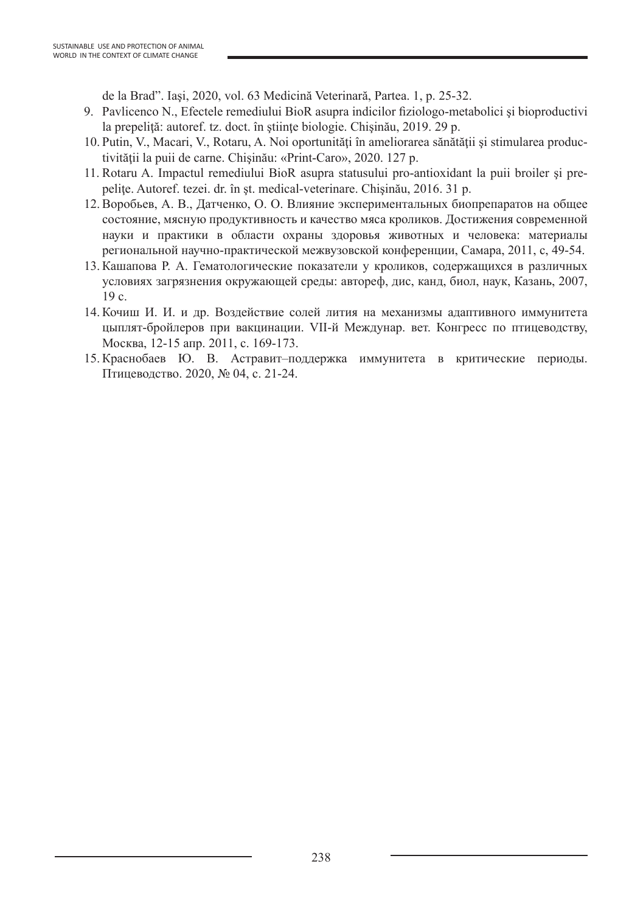de la Brad". Iaşi, 2020, vol. 63 Medicină Veterinară, Partea. 1, p. 25-32.

9. Pavlicenco N., Efectele remediului BioR asupra indicilor fiziologo-metabolici şi bioproductivi la prepeliţă: autoref. tz. doct. în ştiinţe biologie. Chişinău, 2019. 29 p.
10. Putin, V., Macari, V., Rotaru, A. Noi oportunităţi în ameliorarea sănătăţii şi stimularea productivităţii la puii de carne. Chişinău: «Print-Caro», 2020. 127 p.
11. Rotaru A. Impactul remediului BioR asupra statusului pro-antioxidant la puii broiler şi prepeliţe. Autoref. tezei. dr. în şt. medical-veterinare. Chişinău, 2016. 31 p.
12. Воробьев, А. В., Датченко, О. О. Влияние экспериментальных биопрепаратов на общее состояние, мясную продуктивность и качество мяса кроликов. Достижения современной науки и практики в области охраны здоровья животных и человека: материалы региональной научно-практической межвузовской конференции, Самара, 2011, с, 49-54.
13. Кашапова Р. А. Гематологические показатели у кроликов, содержащихся в различных условиях загрязнения окружающей среды: автореф, дис, канд, биол, наук, Казань, 2007, 19 с.
14. Кочиш И. И. и др. Воздействие солей лития на механизмы адаптивного иммунитета цыплят-бройлеров при вакцинации. VII-й Междунар. вет. Конгресс по птицеводству, Москва, 12-15 апр. 2011, с. 169-173.
15. Краснобаев Ю. В. Астравит–поддержка иммунитета в критические периоды. Птицеводство. 2020, № 04, с. 21-24.